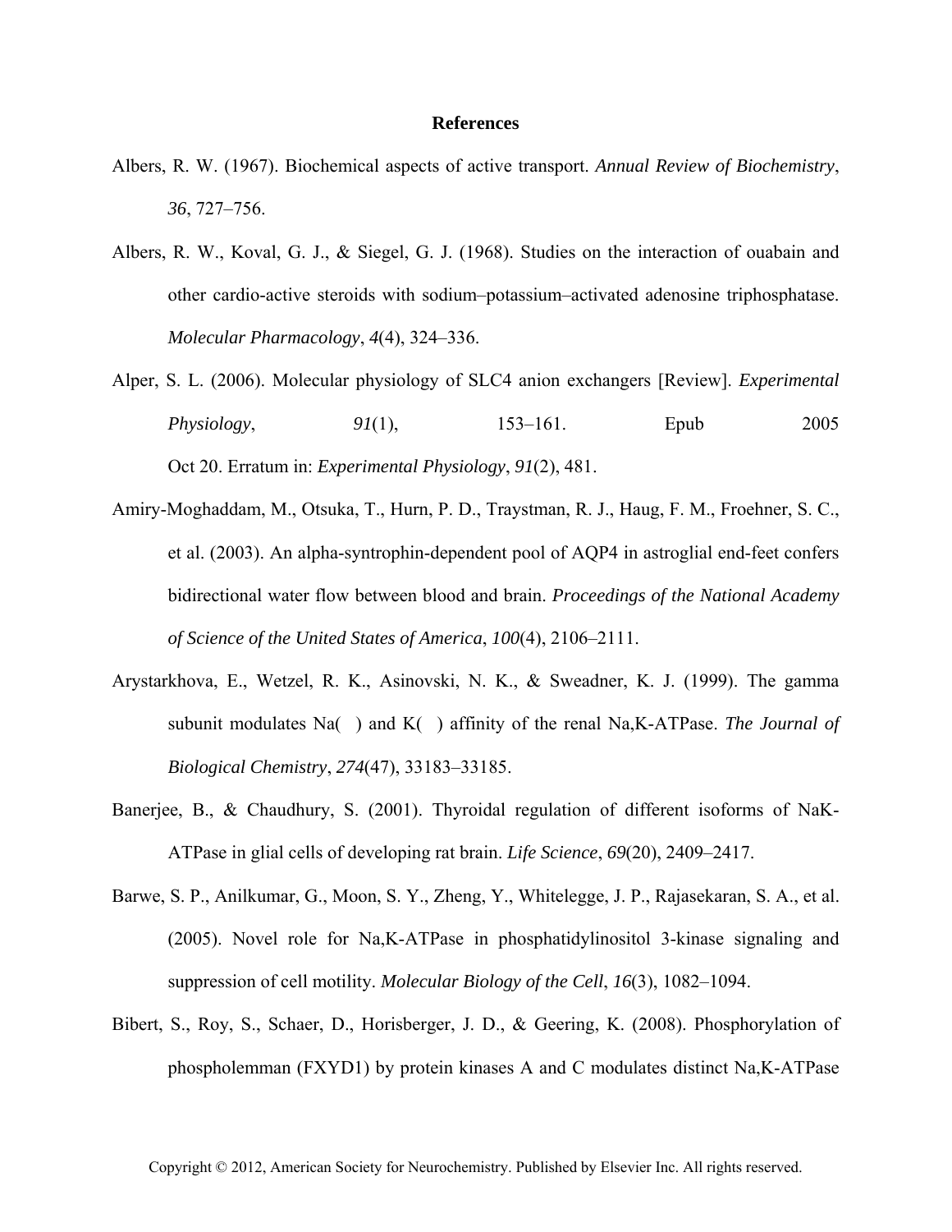# References

Albers, R. W. (1967). Biochemical aspects of active transport. *Annual Review of Biochemistry*, *36*, 727–756.

Albers, R. W., Koval, G. J., & Siegel, G. J. (1968). Studies on the interaction of ouabain and other cardio-active steroids with sodium–potassium–activated adenosine triphosphatase. *Molecular Pharmacology*, *4*(4), 324–336.

Alper, S. L. (2006). Molecular physiology of SLC4 anion exchangers [Review]. *Experimental Physiology*, *91*(1), 153–161. Epub 2005 Oct 20. Erratum in: *Experimental Physiology*, *91*(2), 481.

Amiry-Moghaddam, M., Otsuka, T., Hurn, P. D., Traystman, R. J., Haug, F. M., Froehner, S. C., et al. (2003). An alpha-syntrophin-dependent pool of AQP4 in astroglial end-feet confers bidirectional water flow between blood and brain. *Proceedings of the National Academy of Science of the United States of America*, *100*(4), 2106–2111.

Arystarkhova, E., Wetzel, R. K., Asinovski, N. K., & Sweadner, K. J. (1999). The gamma subunit modulates Na( ) and K( ) affinity of the renal Na,K-ATPase. *The Journal of Biological Chemistry*, *274*(47), 33183–33185.

Banerjee, B., & Chaudhury, S. (2001). Thyroidal regulation of different isoforms of NaK-ATPase in glial cells of developing rat brain. *Life Science*, *69*(20), 2409–2417.

Barwe, S. P., Anilkumar, G., Moon, S. Y., Zheng, Y., Whitelegge, J. P., Rajasekaran, S. A., et al. (2005). Novel role for Na,K-ATPase in phosphatidylinositol 3-kinase signaling and suppression of cell motility. *Molecular Biology of the Cell*, *16*(3), 1082–1094.

Bibert, S., Roy, S., Schaer, D., Horisberger, J. D., & Geering, K. (2008). Phosphorylation of phospholemman (FXYD1) by protein kinases A and C modulates distinct Na,K-ATPase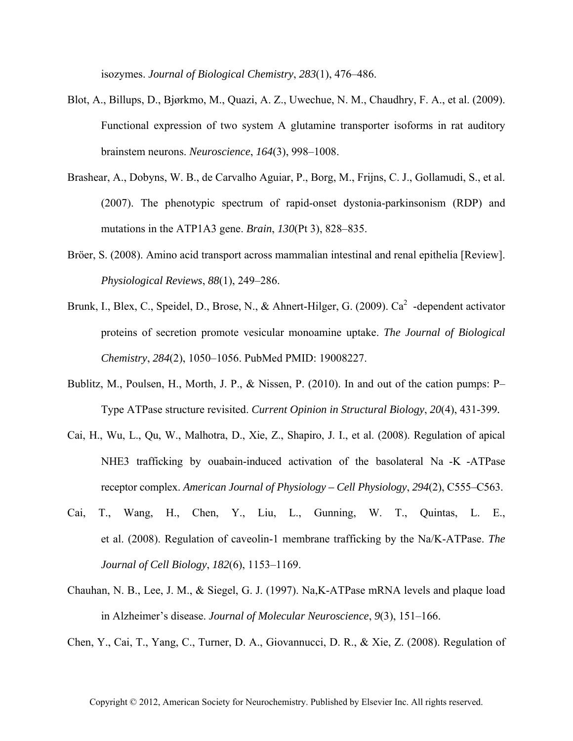isozymes. *Journal of Biological Chemistry*, *283*(1), 476–486.

Blot, A., Billups, D., Bjørkmo, M., Quazi, A. Z., Uwechue, N. M., Chaudhry, F. A., et al. (2009). Functional expression of two system A glutamine transporter isoforms in rat auditory brainstem neurons. *Neuroscience*, *164*(3), 998–1008.

Brashear, A., Dobyns, W. B., de Carvalho Aguiar, P., Borg, M., Frijns, C. J., Gollamudi, S., et al. (2007). The phenotypic spectrum of rapid-onset dystonia-parkinsonism (RDP) and mutations in the ATP1A3 gene. *Brain*, *130*(Pt 3), 828–835.

Bröer, S. (2008). Amino acid transport across mammalian intestinal and renal epithelia [Review]. *Physiological Reviews*, *88*(1), 249–286.

Brunk, I., Blex, C., Speidel, D., Brose, N., & Ahnert-Hilger, G. (2009). $Ca^2$ -dependent activator proteins of secretion promote vesicular monoamine uptake. *The Journal of Biological Chemistry*, *284*(2), 1050–1056. PubMed PMID: 19008227.

Bublitz, M., Poulsen, H., Morth, J. P., & Nissen, P. (2010). In and out of the cation pumps: P–Type ATPase structure revisited. *Current Opinion in Structural Biology*, *20*(4), 431-399.

Cai, H., Wu, L., Qu, W., Malhotra, D., Xie, Z., Shapiro, J. I., et al. (2008). Regulation of apical NHE3 trafficking by ouabain-induced activation of the basolateral Na -K -ATPase receptor complex. *American Journal of Physiology – Cell Physiology*, *294*(2), C555–C563.

Cai, T., Wang, H., Chen, Y., Liu, L., Gunning, W. T., Quintas, L. E., et al. (2008). Regulation of caveolin-1 membrane trafficking by the Na/K-ATPase. *The Journal of Cell Biology*, *182*(6), 1153–1169.

Chauhan, N. B., Lee, J. M., & Siegel, G. J. (1997). Na,K-ATPase mRNA levels and plaque load in Alzheimer's disease. *Journal of Molecular Neuroscience*, *9*(3), 151–166.

Chen, Y., Cai, T., Yang, C., Turner, D. A., Giovannucci, D. R., & Xie, Z. (2008). Regulation of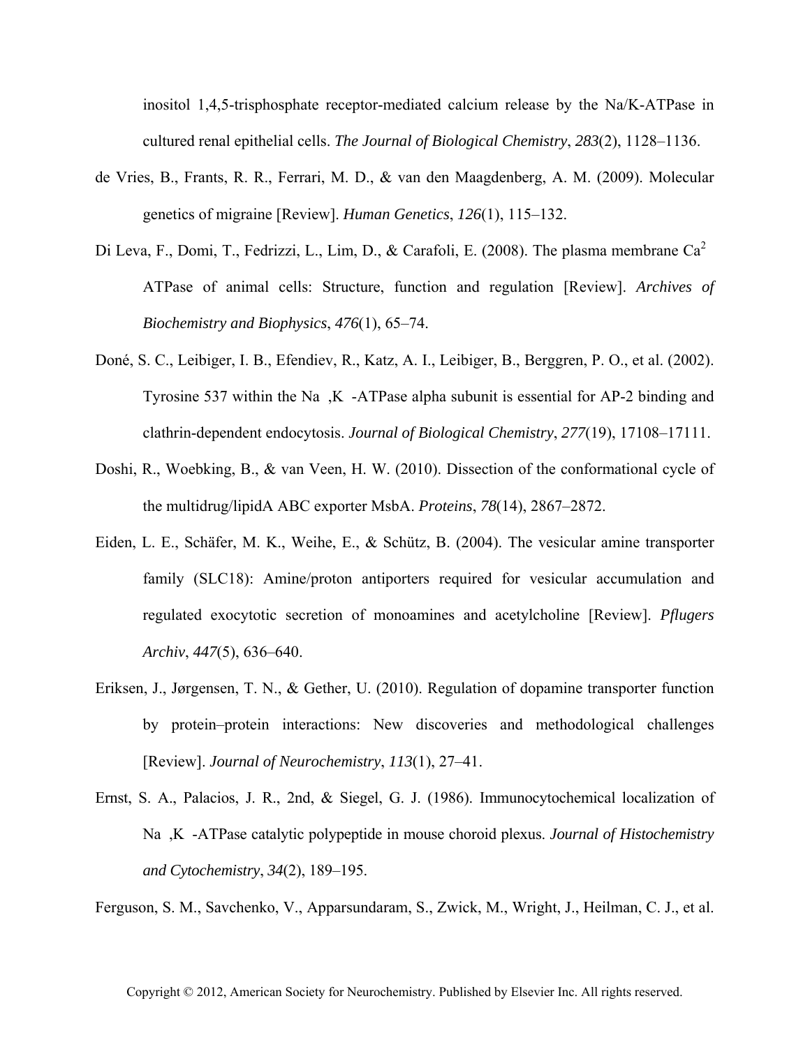inositol 1,4,5-trisphosphate receptor-mediated calcium release by the Na/K-ATPase in cultured renal epithelial cells. *The Journal of Biological Chemistry*, *283*(2), 1128–1136.

de Vries, B., Frants, R. R., Ferrari, M. D., & van den Maagdenberg, A. M. (2009). Molecular genetics of migraine [Review]. *Human Genetics*, *126*(1), 115–132.

Di Leva, F., Domi, T., Fedrizzi, L., Lim, D., & Carafoli, E. (2008). The plasma membrane $Ca^2$ ATPase of animal cells: Structure, function and regulation [Review]. *Archives of Biochemistry and Biophysics*, *476*(1), 65–74.

Doné, S. C., Leibiger, I. B., Efendiev, R., Katz, A. I., Leibiger, B., Berggren, P. O., et al. (2002). Tyrosine 537 within the Na ,K -ATPase alpha subunit is essential for AP-2 binding and clathrin-dependent endocytosis. *Journal of Biological Chemistry*, *277*(19), 17108–17111.

Doshi, R., Woebking, B., & van Veen, H. W. (2010). Dissection of the conformational cycle of the multidrug/lipidA ABC exporter MsbA. *Proteins*, *78*(14), 2867–2872.

Eiden, L. E., Schäfer, M. K., Weihe, E., & Schütz, B. (2004). The vesicular amine transporter family (SLC18): Amine/proton antiporters required for vesicular accumulation and regulated exocytotic secretion of monoamines and acetylcholine [Review]. *Pflugers Archiv*, *447*(5), 636–640.

Eriksen, J., Jørgensen, T. N., & Gether, U. (2010). Regulation of dopamine transporter function by protein–protein interactions: New discoveries and methodological challenges [Review]. *Journal of Neurochemistry*, *113*(1), 27–41.

Ernst, S. A., Palacios, J. R., 2nd, & Siegel, G. J. (1986). Immunocytochemical localization of Na ,K -ATPase catalytic polypeptide in mouse choroid plexus. *Journal of Histochemistry and Cytochemistry*, *34*(2), 189–195.

Ferguson, S. M., Savchenko, V., Apparsundaram, S., Zwick, M., Wright, J., Heilman, C. J., et al.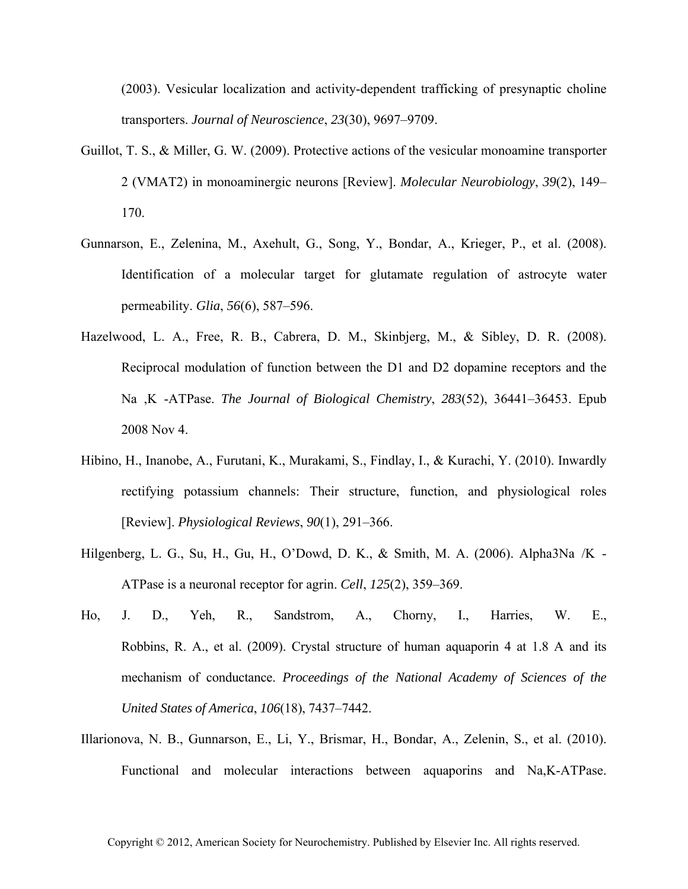(2003). Vesicular localization and activity-dependent trafficking of presynaptic choline transporters. *Journal of Neuroscience*, *23*(30), 9697–9709.

Guillot, T. S., & Miller, G. W. (2009). Protective actions of the vesicular monoamine transporter 2 (VMAT2) in monoaminergic neurons [Review]. *Molecular Neurobiology*, *39*(2), 149–170.

Gunnarson, E., Zelenina, M., Axehult, G., Song, Y., Bondar, A., Krieger, P., et al. (2008). Identification of a molecular target for glutamate regulation of astrocyte water permeability. *Glia*, *56*(6), 587–596.

Hazelwood, L. A., Free, R. B., Cabrera, D. M., Skinbjerg, M., & Sibley, D. R. (2008). Reciprocal modulation of function between the D1 and D2 dopamine receptors and the Na ,K -ATPase. *The Journal of Biological Chemistry*, *283*(52), 36441–36453. Epub 2008 Nov 4.

Hibino, H., Inanobe, A., Furutani, K., Murakami, S., Findlay, I., & Kurachi, Y. (2010). Inwardly rectifying potassium channels: Their structure, function, and physiological roles [Review]. *Physiological Reviews*, *90*(1), 291–366.

Hilgenberg, L. G., Su, H., Gu, H., O'Dowd, D. K., & Smith, M. A. (2006). Alpha3Na /K -ATPase is a neuronal receptor for agrin. *Cell*, *125*(2), 359–369.

Ho, J. D., Yeh, R., Sandstrom, A., Chorny, I., Harries, W. E., Robbins, R. A., et al. (2009). Crystal structure of human aquaporin 4 at 1.8 A and its mechanism of conductance. *Proceedings of the National Academy of Sciences of the United States of America*, *106*(18), 7437–7442.

Illarionova, N. B., Gunnarson, E., Li, Y., Brismar, H., Bondar, A., Zelenin, S., et al. (2010). Functional and molecular interactions between aquaporins and Na,K-ATPase.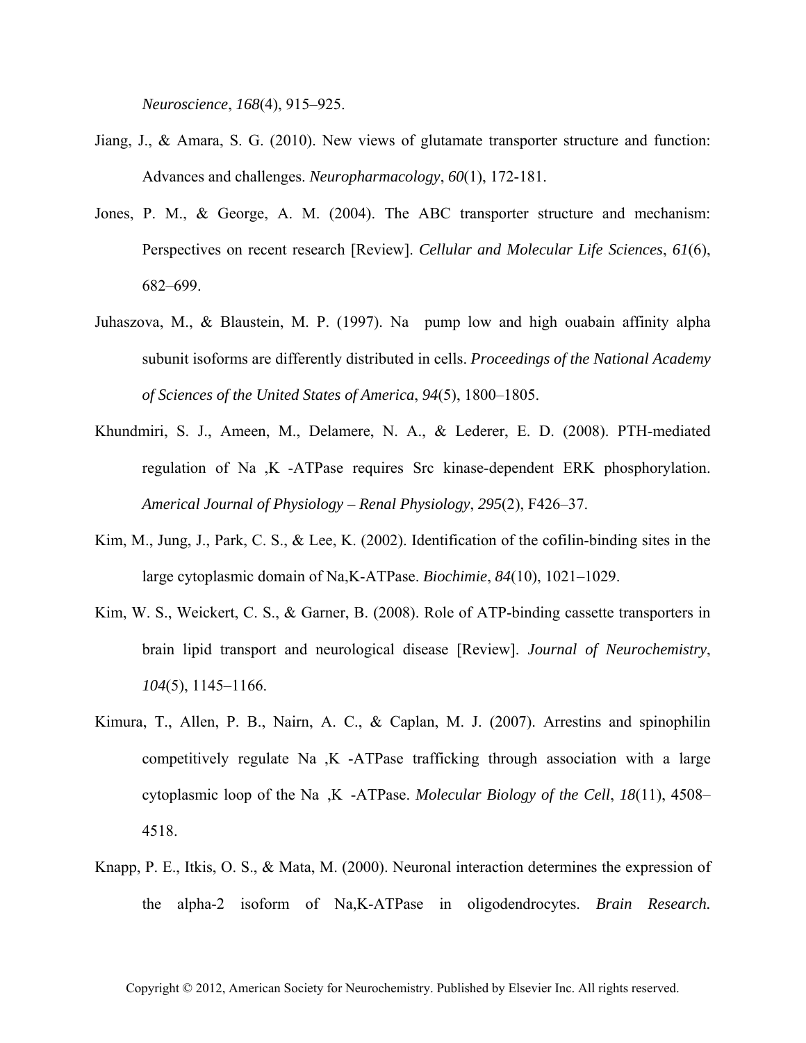*Neuroscience*, *168*(4), 915–925.

Jiang, J., & Amara, S. G. (2010). New views of glutamate transporter structure and function: Advances and challenges. *Neuropharmacology*, *60*(1), 172-181.

Jones, P. M., & George, A. M. (2004). The ABC transporter structure and mechanism: Perspectives on recent research [Review]. *Cellular and Molecular Life Sciences*, *61*(6), 682–699.

Juhaszova, M., & Blaustein, M. P. (1997). Na pump low and high ouabain affinity alpha subunit isoforms are differently distributed in cells. *Proceedings of the National Academy of Sciences of the United States of America*, *94*(5), 1800–1805.

Khundmiri, S. J., Ameen, M., Delamere, N. A., & Lederer, E. D. (2008). PTH-mediated regulation of Na ,K -ATPase requires Src kinase-dependent ERK phosphorylation. *Americal Journal of Physiology – Renal Physiology*, *295*(2), F426–37.

Kim, M., Jung, J., Park, C. S., & Lee, K. (2002). Identification of the cofilin-binding sites in the large cytoplasmic domain of Na,K-ATPase. *Biochimie*, *84*(10), 1021–1029.

Kim, W. S., Weickert, C. S., & Garner, B. (2008). Role of ATP-binding cassette transporters in brain lipid transport and neurological disease [Review]. *Journal of Neurochemistry*, *104*(5), 1145–1166.

Kimura, T., Allen, P. B., Nairn, A. C., & Caplan, M. J. (2007). Arrestins and spinophilin competitively regulate Na ,K -ATPase trafficking through association with a large cytoplasmic loop of the Na ,K -ATPase. *Molecular Biology of the Cell*, *18*(11), 4508–4518.

Knapp, P. E., Itkis, O. S., & Mata, M. (2000). Neuronal interaction determines the expression of the alpha-2 isoform of Na,K-ATPase in oligodendrocytes. *Brain Research.*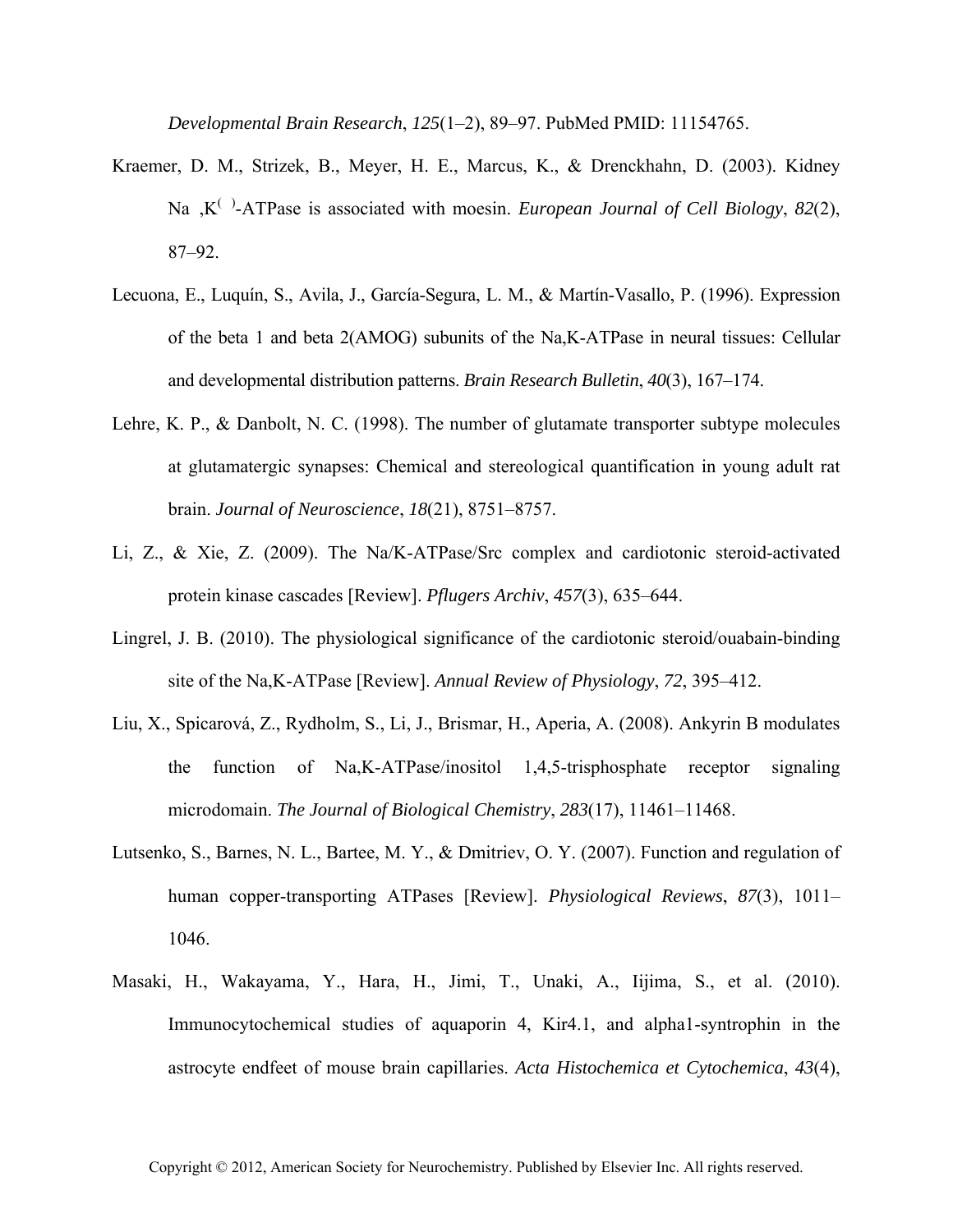*Developmental Brain Research*, *125*(1–2), 89–97. PubMed PMID: 11154765.

Kraemer, D. M., Strizek, B., Meyer, H. E., Marcus, K., & Drenckhahn, D. (2003). Kidney Na ,K( )-ATPase is associated with moesin. *European Journal of Cell Biology*, *82*(2), 87–92.

Lecuona, E., Luquín, S., Avila, J., García-Segura, L. M., & Martín-Vasallo, P. (1996). Expression of the beta 1 and beta 2(AMOG) subunits of the Na,K-ATPase in neural tissues: Cellular and developmental distribution patterns. *Brain Research Bulletin*, *40*(3), 167–174.

Lehre, K. P., & Danbolt, N. C. (1998). The number of glutamate transporter subtype molecules at glutamatergic synapses: Chemical and stereological quantification in young adult rat brain. *Journal of Neuroscience*, *18*(21), 8751–8757.

Li, Z., & Xie, Z. (2009). The Na/K-ATPase/Src complex and cardiotonic steroid-activated protein kinase cascades [Review]. *Pflugers Archiv*, *457*(3), 635–644.

Lingrel, J. B. (2010). The physiological significance of the cardiotonic steroid/ouabain-binding site of the Na,K-ATPase [Review]. *Annual Review of Physiology*, *72*, 395–412.

Liu, X., Spicarová, Z., Rydholm, S., Li, J., Brismar, H., Aperia, A. (2008). Ankyrin B modulates the function of Na,K-ATPase/inositol 1,4,5-trisphosphate receptor signaling microdomain. *The Journal of Biological Chemistry*, *283*(17), 11461–11468.

Lutsenko, S., Barnes, N. L., Bartee, M. Y., & Dmitriev, O. Y. (2007). Function and regulation of human copper-transporting ATPases [Review]. *Physiological Reviews*, *87*(3), 1011–1046.

Masaki, H., Wakayama, Y., Hara, H., Jimi, T., Unaki, A., Iijima, S., et al. (2010). Immunocytochemical studies of aquaporin 4, Kir4.1, and alpha1-syntrophin in the astrocyte endfeet of mouse brain capillaries. *Acta Histochemica et Cytochemica*, *43*(4),

Copyright © 2012, American Society for Neurochemistry. Published by Elsevier Inc. All rights reserved.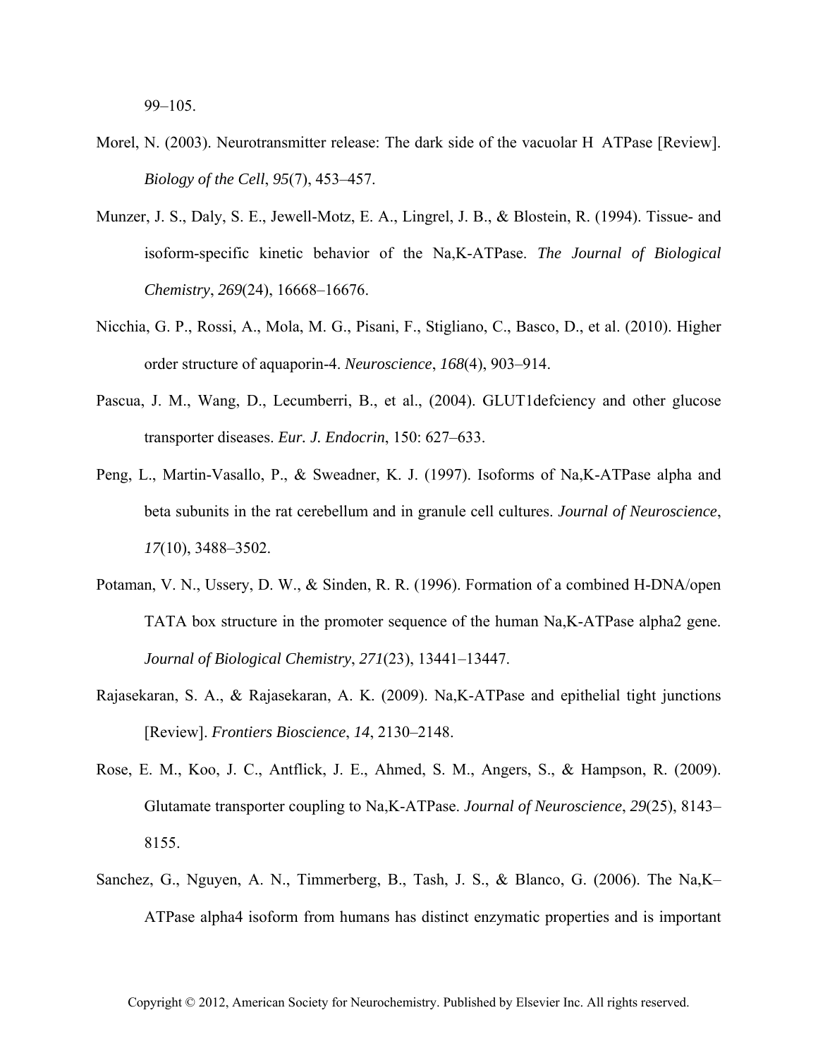99–105.

Morel, N. (2003). Neurotransmitter release: The dark side of the vacuolar H ATPase [Review]. *Biology of the Cell*, *95*(7), 453–457.

Munzer, J. S., Daly, S. E., Jewell-Motz, E. A., Lingrel, J. B., & Blostein, R. (1994). Tissue- and isoform-specific kinetic behavior of the Na,K-ATPase. *The Journal of Biological Chemistry*, *269*(24), 16668–16676.

Nicchia, G. P., Rossi, A., Mola, M. G., Pisani, F., Stigliano, C., Basco, D., et al. (2010). Higher order structure of aquaporin-4. *Neuroscience*, *168*(4), 903–914.

Pascua, J. M., Wang, D., Lecumberri, B., et al., (2004). GLUT1defciency and other glucose transporter diseases. *Eur. J. Endocrin*, 150: 627–633.

Peng, L., Martin-Vasallo, P., & Sweadner, K. J. (1997). Isoforms of Na,K-ATPase alpha and beta subunits in the rat cerebellum and in granule cell cultures. *Journal of Neuroscience*, *17*(10), 3488–3502.

Potaman, V. N., Ussery, D. W., & Sinden, R. R. (1996). Formation of a combined H-DNA/open TATA box structure in the promoter sequence of the human Na,K-ATPase alpha2 gene. *Journal of Biological Chemistry*, *271*(23), 13441–13447.

Rajasekaran, S. A., & Rajasekaran, A. K. (2009). Na,K-ATPase and epithelial tight junctions [Review]. *Frontiers Bioscience*, *14*, 2130–2148.

Rose, E. M., Koo, J. C., Antflick, J. E., Ahmed, S. M., Angers, S., & Hampson, R. (2009). Glutamate transporter coupling to Na,K-ATPase. *Journal of Neuroscience*, *29*(25), 8143–8155.

Sanchez, G., Nguyen, A. N., Timmerberg, B., Tash, J. S., & Blanco, G. (2006). The Na,K–ATPase alpha4 isoform from humans has distinct enzymatic properties and is important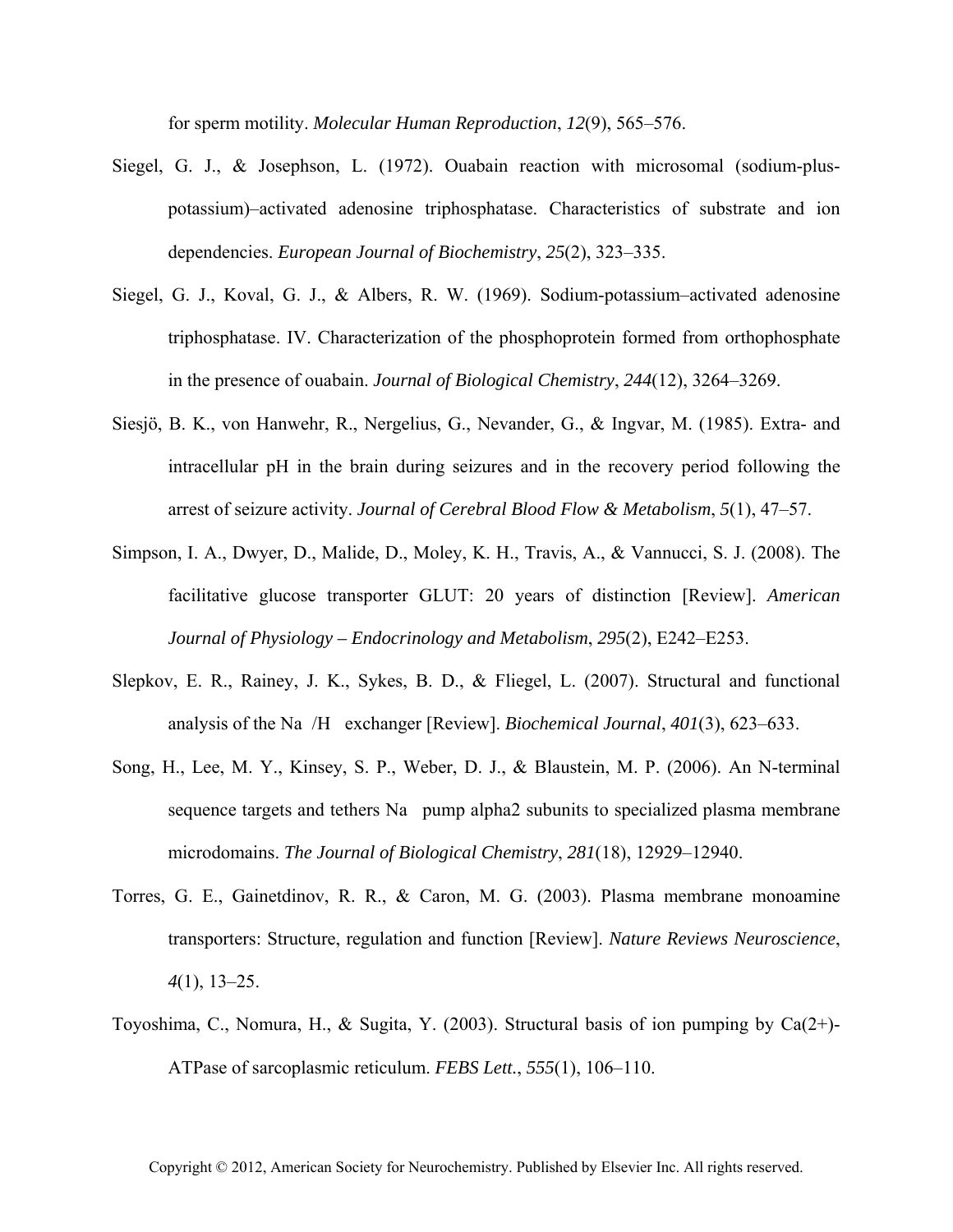for sperm motility. *Molecular Human Reproduction*, *12*(9), 565–576.

Siegel, G. J., & Josephson, L. (1972). Ouabain reaction with microsomal (sodium-plus-potassium)–activated adenosine triphosphatase. Characteristics of substrate and ion dependencies. *European Journal of Biochemistry*, *25*(2), 323–335.

Siegel, G. J., Koval, G. J., & Albers, R. W. (1969). Sodium-potassium–activated adenosine triphosphatase. IV. Characterization of the phosphoprotein formed from orthophosphate in the presence of ouabain. *Journal of Biological Chemistry*, *244*(12), 3264–3269.

Siesjö, B. K., von Hanwehr, R., Nergelius, G., Nevander, G., & Ingvar, M. (1985). Extra- and intracellular pH in the brain during seizures and in the recovery period following the arrest of seizure activity. *Journal of Cerebral Blood Flow & Metabolism*, *5*(1), 47–57.

Simpson, I. A., Dwyer, D., Malide, D., Moley, K. H., Travis, A., & Vannucci, S. J. (2008). The facilitative glucose transporter GLUT: 20 years of distinction [Review]. *American Journal of Physiology – Endocrinology and Metabolism*, *295*(2), E242–E253.

Slepkov, E. R., Rainey, J. K., Sykes, B. D., & Fliegel, L. (2007). Structural and functional analysis of the Na /H exchanger [Review]. *Biochemical Journal*, *401*(3), 623–633.

Song, H., Lee, M. Y., Kinsey, S. P., Weber, D. J., & Blaustein, M. P. (2006). An N-terminal sequence targets and tethers Na pump alpha2 subunits to specialized plasma membrane microdomains. *The Journal of Biological Chemistry*, *281*(18), 12929–12940.

Torres, G. E., Gainetdinov, R. R., & Caron, M. G. (2003). Plasma membrane monoamine transporters: Structure, regulation and function [Review]. *Nature Reviews Neuroscience*, *4*(1), 13–25.

Toyoshima, C., Nomura, H., & Sugita, Y. (2003). Structural basis of ion pumping by Ca(2+)-ATPase of sarcoplasmic reticulum. *FEBS Lett.*, *555*(1), 106–110.

Copyright © 2012, American Society for Neurochemistry. Published by Elsevier Inc. All rights reserved.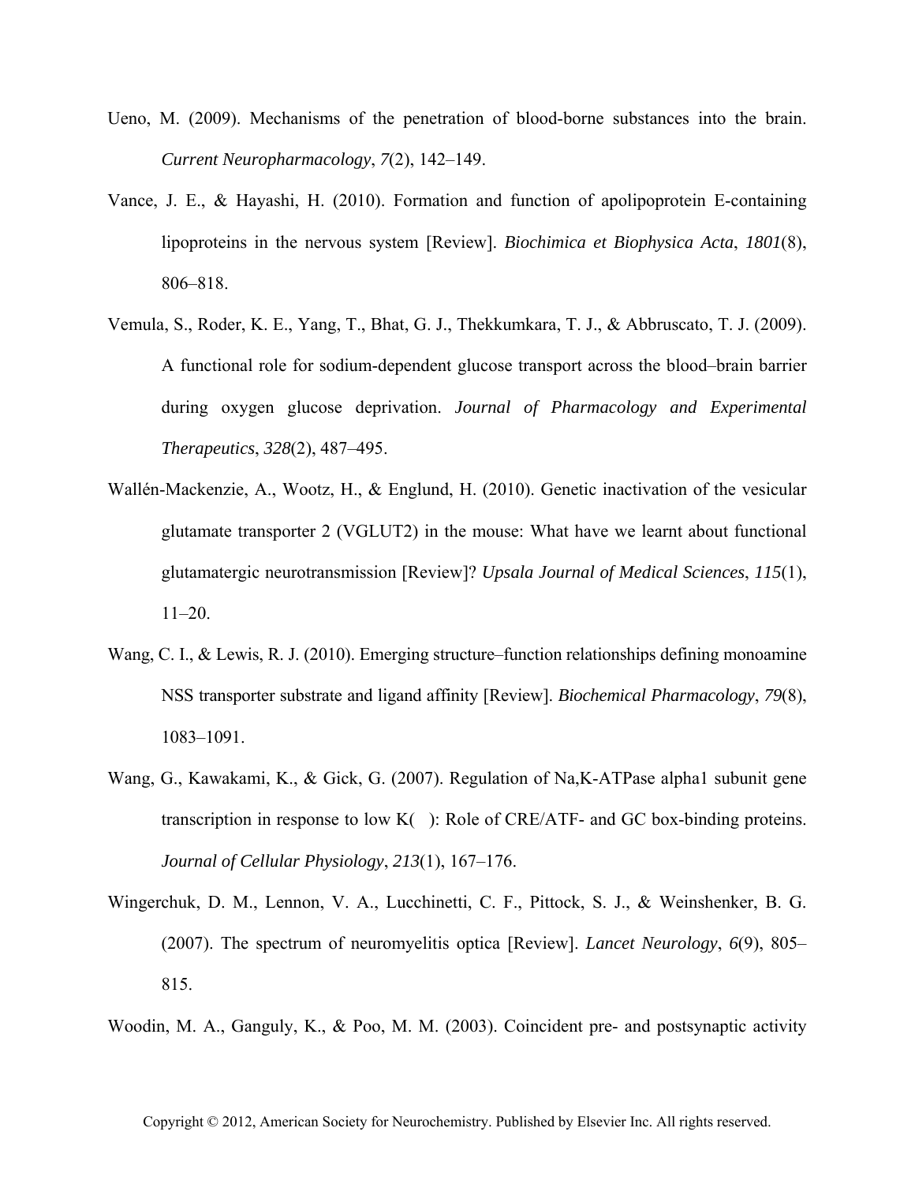Ueno, M. (2009). Mechanisms of the penetration of blood-borne substances into the brain. *Current Neuropharmacology*, *7*(2), 142–149.

Vance, J. E., & Hayashi, H. (2010). Formation and function of apolipoprotein E-containing lipoproteins in the nervous system [Review]. *Biochimica et Biophysica Acta*, *1801*(8), 806–818.

Vemula, S., Roder, K. E., Yang, T., Bhat, G. J., Thekkumkara, T. J., & Abbruscato, T. J. (2009). A functional role for sodium-dependent glucose transport across the blood–brain barrier during oxygen glucose deprivation. *Journal of Pharmacology and Experimental Therapeutics*, *328*(2), 487–495.

Wallén-Mackenzie, A., Wootz, H., & Englund, H. (2010). Genetic inactivation of the vesicular glutamate transporter 2 (VGLUT2) in the mouse: What have we learnt about functional glutamatergic neurotransmission [Review]? *Upsala Journal of Medical Sciences*, *115*(1), 11–20.

Wang, C. I., & Lewis, R. J. (2010). Emerging structure–function relationships defining monoamine NSS transporter substrate and ligand affinity [Review]. *Biochemical Pharmacology*, *79*(8), 1083–1091.

Wang, G., Kawakami, K., & Gick, G. (2007). Regulation of Na,K-ATPase alpha1 subunit gene transcription in response to low K( ): Role of CRE/ATF- and GC box-binding proteins. *Journal of Cellular Physiology*, *213*(1), 167–176.

Wingerchuk, D. M., Lennon, V. A., Lucchinetti, C. F., Pittock, S. J., & Weinshenker, B. G. (2007). The spectrum of neuromyelitis optica [Review]. *Lancet Neurology*, *6*(9), 805–815.

Woodin, M. A., Ganguly, K., & Poo, M. M. (2003). Coincident pre- and postsynaptic activity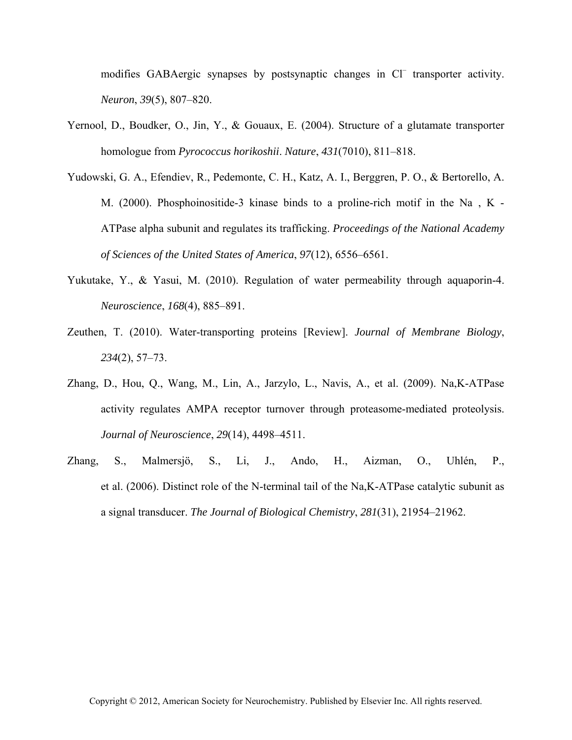modifies GABAergic synapses by postsynaptic changes in $Cl^-$ transporter activity. *Neuron*, *39*(5), 807–820.

Yernool, D., Boudker, O., Jin, Y., & Gouaux, E. (2004). Structure of a glutamate transporter homologue from *Pyrococcus horikoshii*. *Nature*, *431*(7010), 811–818.

Yudowski, G. A., Efendiev, R., Pedemonte, C. H., Katz, A. I., Berggren, P. O., & Bertorello, A. M. (2000). Phosphoinositide-3 kinase binds to a proline-rich motif in the Na , K -ATPase alpha subunit and regulates its trafficking. *Proceedings of the National Academy of Sciences of the United States of America*, *97*(12), 6556–6561.

Yukutake, Y., & Yasui, M. (2010). Regulation of water permeability through aquaporin-4. *Neuroscience*, *168*(4), 885–891.

Zeuthen, T. (2010). Water-transporting proteins [Review]. *Journal of Membrane Biology*, *234*(2), 57–73.

Zhang, D., Hou, Q., Wang, M., Lin, A., Jarzylo, L., Navis, A., et al. (2009). Na,K-ATPase activity regulates AMPA receptor turnover through proteasome-mediated proteolysis. *Journal of Neuroscience*, *29*(14), 4498–4511.

Zhang, S., Malmersjö, S., Li, J., Ando, H., Aizman, O., Uhlén, P., et al. (2006). Distinct role of the N-terminal tail of the Na,K-ATPase catalytic subunit as a signal transducer. *The Journal of Biological Chemistry*, *281*(31), 21954–21962.

Copyright © 2012, American Society for Neurochemistry. Published by Elsevier Inc. All rights reserved.